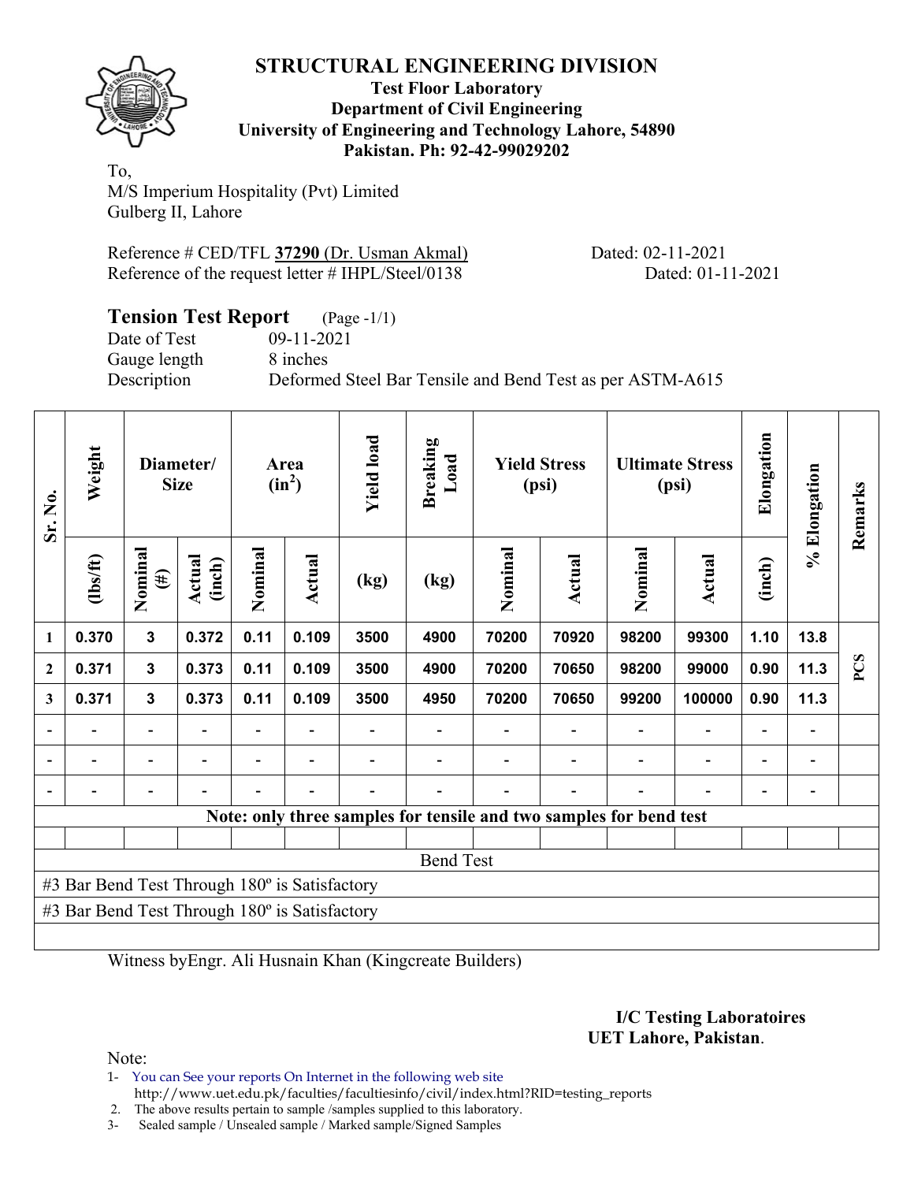# STRUCTURAL ENGINEERING DIVISION

**Test Floor Laboratory**
**Department of Civil Engineering**
**University of Engineering and Technology Lahore, 54890**
**Pakistan. Ph: 92-42-99029202**

To,
M/S Imperium Hospitality (Pvt) Limited
Gulberg II, Lahore

Reference # CED/TFL **37290** (Dr. Usman Akmal) Dated: 02-11-2021
Reference of the request letter # IHPL/Steel/0138 Dated: 01-11-2021

## Tension Test Report (Page -1/1)

Date of Test 09-11-2021
Gauge length 8 inches
Description Deformed Steel Bar Tensile and Bend Test as per ASTM-A615

| Sr. No. | Weight | Diameter/ Size | | Area ($in^2$) | | Yield load | Breaking Load | Yield Stress (psi) | | Ultimate Stress (psi) | | Elongation | % Elongation | Remarks |
|---|---|---|---|---|---|---|---|---|---|---|---|---|---|---|
| | (lbs/ft) | Nominal (#) | Actual (inch) | Nominal | Actual | (kg) | (kg) | Nominal | Actual | Nominal | Actual | (inch) | | |
| 1 | 0.370 | 3 | 0.372 | 0.11 | 0.109 | 3500 | 4900 | 70200 | 70920 | 98200 | 99300 | 1.10 | 13.8 | PCS |
| 2 | 0.371 | 3 | 0.373 | 0.11 | 0.109 | 3500 | 4900 | 70200 | 70650 | 98200 | 99000 | 0.90 | 11.3 | |
| 3 | 0.371 | 3 | 0.373 | 0.11 | 0.109 | 3500 | 4950 | 70200 | 70650 | 99200 | 100000 | 0.90 | 11.3 | |
| - | - | - | - | - | - | - | - | - | - | - | - | - | - | |
| - | - | - | - | - | - | - | - | - | - | - | - | - | - | |
| - | - | - | - | - | - | - | - | - | - | - | - | - | - | |

**Note: only three samples for tensile and two samples for bend test**

Bend Test

#3 Bar Bend Test Through 180º is Satisfactory
#3 Bar Bend Test Through 180º is Satisfactory

Witness byEngr. Ali Husnain Khan (Kingcreate Builders)

**I/C Testing Laboratoires**
**UET Lahore, Pakistan**.

Note:
1- You can See your reports On Internet in the following web site
http://www.uet.edu.pk/faculties/facultiesinfo/civil/index.html?RID=testing_reports
2. The above results pertain to sample /samples supplied to this laboratory.
3- Sealed sample / Unsealed sample / Marked sample/Signed Samples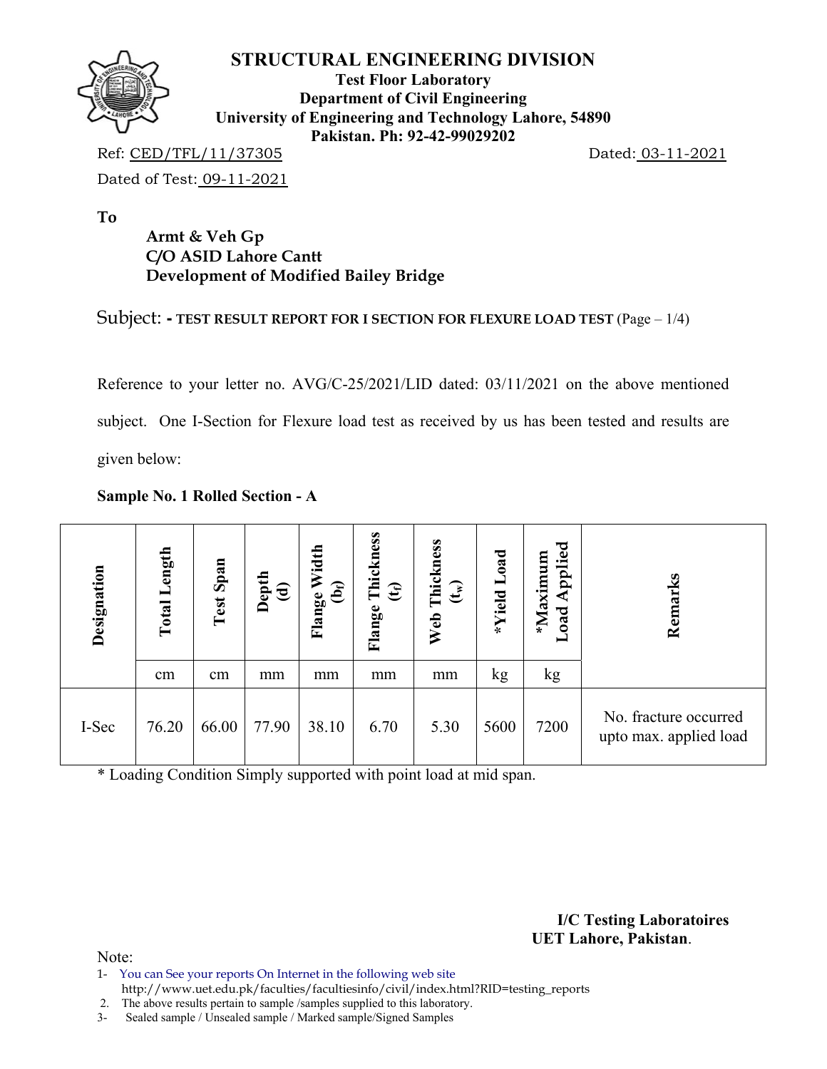# STRUCTURAL ENGINEERING DIVISION

**Test Floor Laboratory**
**Department of Civil Engineering**
**University of Engineering and Technology Lahore, 54890**
**Pakistan. Ph: 92-42-99029202**

Ref: CED/TFL/11/37305 Dated: 03-11-2021

Dated of Test: 09-11-2021

**To**

**Armt & Veh Gp**
**C/O ASID Lahore Cantt**
**Development of Modified Bailey Bridge**

Subject: - **TEST RESULT REPORT FOR I SECTION FOR FLEXURE LOAD TEST** (Page – 1/4)

Reference to your letter no. AVG/C-25/2021/LID dated: 03/11/2021 on the above mentioned subject. One I-Section for Flexure load test as received by us has been tested and results are given below:

**Sample No. 1 Rolled Section - A**

| Designation | Total Length | Test Span | Depth (d) | Flange Width ($b_f$) | Flange Thickness ($t_f$) | Web Thickness ($t_w$) | *Yield Load | *Maximum Load Applied | Remarks |
|---|---|---|---|---|---|---|---|---|---|
| | cm | cm | mm | mm | mm | mm | kg | kg | |
| I-Sec | 76.20 | 66.00 | 77.90 | 38.10 | 6.70 | 5.30 | 5600 | 7200 | No. fracture occurred upto max. applied load |

* Loading Condition Simply supported with point load at mid span.

**I/C Testing Laboratoires**
**UET Lahore, Pakistan**.

Note:

1- You can See your reports On Internet in the following web site http://www.uet.edu.pk/faculties/facultiesinfo/civil/index.html?RID=testing_reports
2. The above results pertain to sample /samples supplied to this laboratory.
3- Sealed sample / Unsealed sample / Marked sample/Signed Samples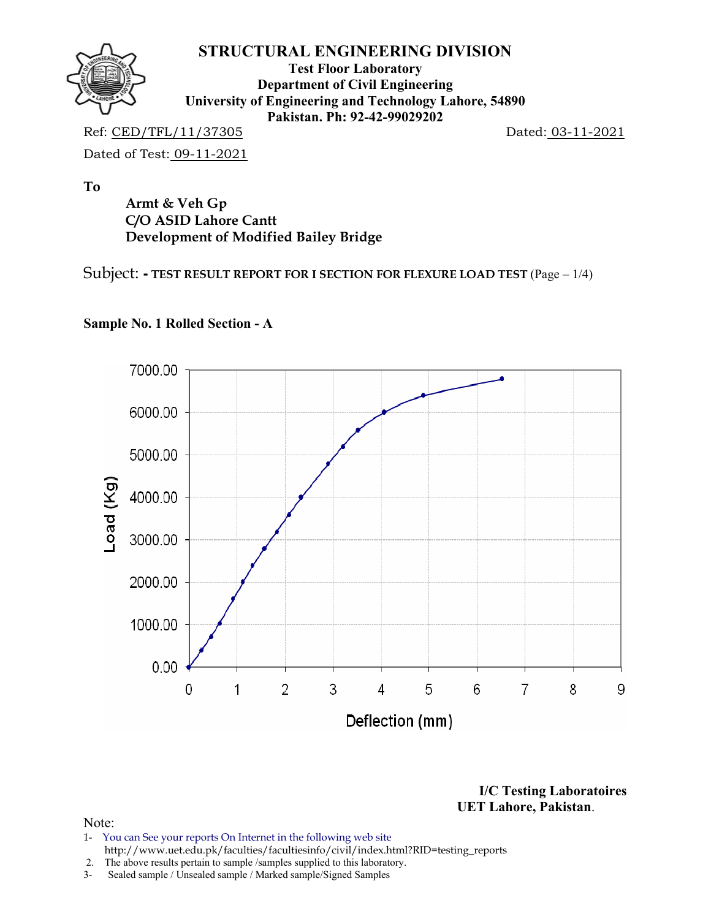# STRUCTURAL ENGINEERING DIVISION

**Test Floor Laboratory**
**Department of Civil Engineering**
**University of Engineering and Technology Lahore, 54890**
**Pakistan. Ph: 92-42-99029202**

Ref: CED/TFL/11/37305 Dated: 03-11-2021

Dated of Test: 09-11-2021

**To**

**Armt & Veh Gp**
**C/O ASID Lahore Cantt**
**Development of Modified Bailey Bridge**

Subject: **- TEST RESULT REPORT FOR I SECTION FOR FLEXURE LOAD TEST** (Page – 1/4)

**Sample No. 1 Rolled Section - A**

Load (Kg)

7000.00
6000.00
5000.00
4000.00
3000.00
2000.00
1000.00
0.00

0 1 2 3 4 5 6 7 8 9

Deflection (mm)

**I/C Testing Laboratoires**
**UET Lahore, Pakistan**.

Note:
1- You can See your reports On Internet in the following web site
http://www.uet.edu.pk/faculties/facultiesinfo/civil/index.html?RID=testing_reports
2. The above results pertain to sample /samples supplied to this laboratory.
3- Sealed sample / Unsealed sample / Marked sample/Signed Samples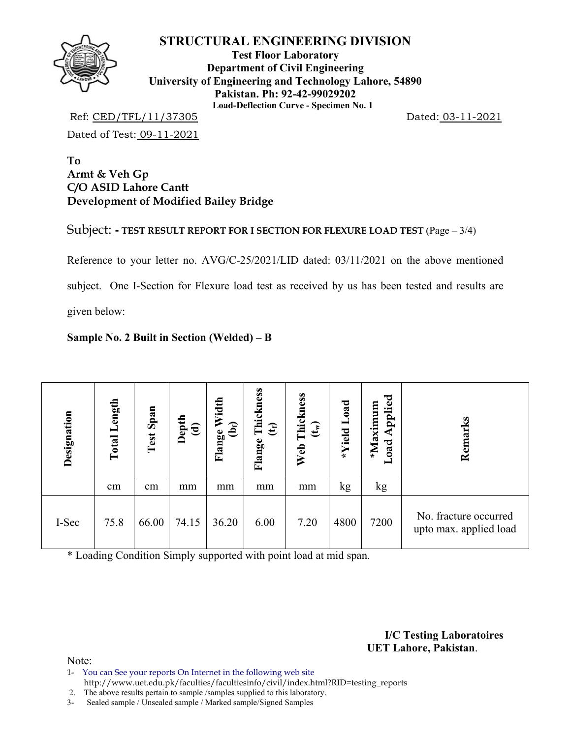# STRUCTURAL ENGINEERING DIVISION

**Test Floor Laboratory**
**Department of Civil Engineering**
**University of Engineering and Technology Lahore, 54890**
**Pakistan. Ph: 92-42-99029202**
**Load-Deflection Curve - Specimen No. 1**

Ref: CED/TFL/11/37305 Dated: 03-11-2021

Dated of Test: 09-11-2021

**To**
**Armt & Veh Gp**
**C/O ASID Lahore Cantt**
**Development of Modified Bailey Bridge**

Subject: **- TEST RESULT REPORT FOR I SECTION FOR FLEXURE LOAD TEST** (Page – 3/4)

Reference to your letter no. AVG/C-25/2021/LID dated: 03/11/2021 on the above mentioned subject. One I-Section for Flexure load test as received by us has been tested and results are given below:

**Sample No. 2 Built in Section (Welded) – B**

| Designation | Total Length | Test Span | Depth (d) | Flange Width ($b_f$) | Flange Thickness ($t_f$) | Web Thickness ($t_w$) | *Yield Load | *Maximum Load Applied | Remarks |
|---|---|---|---|---|---|---|---|---|---|
| | cm | cm | mm | mm | mm | mm | kg | kg | |
| I-Sec | 75.8 | 66.00 | 74.15 | 36.20 | 6.00 | 7.20 | 4800 | 7200 | No. fracture occurred upto max. applied load |

\* Loading Condition Simply supported with point load at mid span.

**I/C Testing Laboratoires**
**UET Lahore, Pakistan**.

Note:
1- You can See your reports On Internet in the following web site http://www.uet.edu.pk/faculties/facultiesinfo/civil/index.html?RID=testing_reports
2. The above results pertain to sample /samples supplied to this laboratory.
3- Sealed sample / Unsealed sample / Marked sample/Signed Samples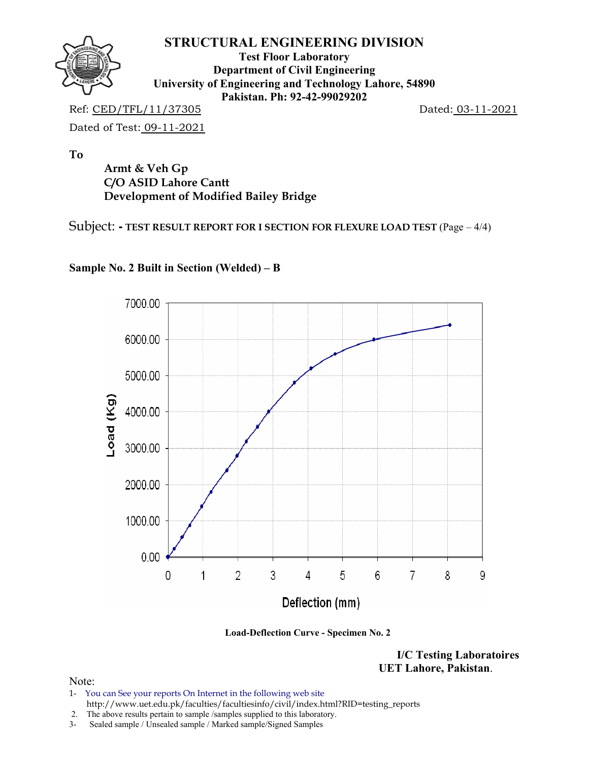# STRUCTURAL ENGINEERING DIVISION

**Test Floor Laboratory**
**Department of Civil Engineering**
**University of Engineering and Technology Lahore, 54890**
**Pakistan. Ph: 92-42-99029202**

Ref: CED/TFL/11/37305 Dated: 03-11-2021

Dated of Test: 09-11-2021

**To**

**Armt & Veh Gp**
**C/O ASID Lahore Cantt**
**Development of Modified Bailey Bridge**

Subject: - **TEST RESULT REPORT FOR I SECTION FOR FLEXURE LOAD TEST** (Page – 4/4)

**Sample No. 2 Built in Section (Welded) – B**

**Load-Deflection Curve - Specimen No. 2**

**I/C Testing Laboratoires**
**UET Lahore, Pakistan.**

Note:

1- You can See your reports On Internet in the following web site http://www.uet.edu.pk/faculties/facultiesinfo/civil/index.html?RID=testing_reports
2. The above results pertain to sample /samples supplied to this laboratory.
3- Sealed sample / Unsealed sample / Marked sample/Signed Samples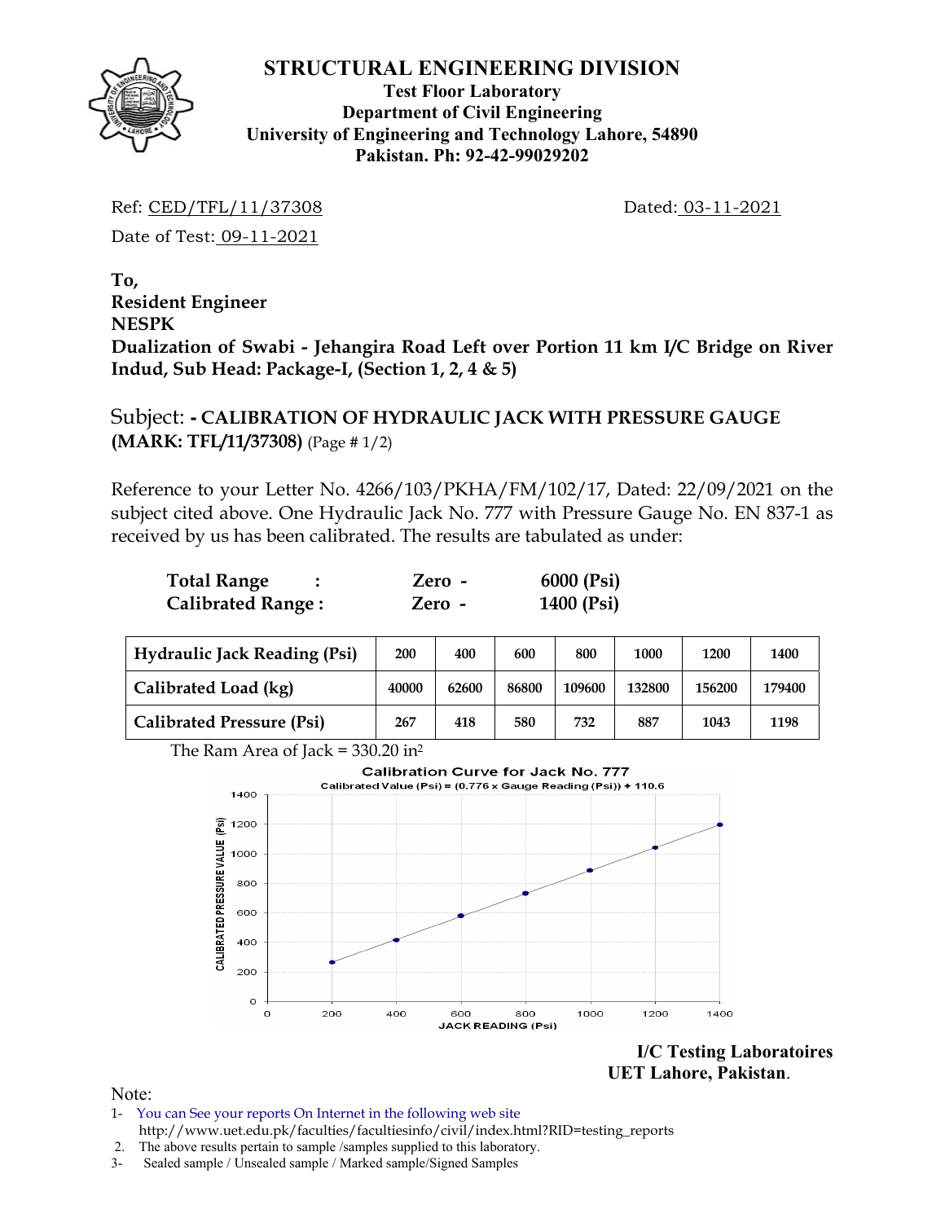# STRUCTURAL ENGINEERING DIVISION

**Test Floor Laboratory**
**Department of Civil Engineering**
**University of Engineering and Technology Lahore, 54890**
**Pakistan. Ph: 92-42-99029202**

Ref: CED/TFL/11/37308 Dated: 03-11-2021

Date of Test: 09-11-2021

**To,**
**Resident Engineer**
**NESPK**
**Dualization of Swabi - Jehangira Road Left over Portion 11 km I/C Bridge on River Indud, Sub Head: Package-I, (Section 1, 2, 4 & 5)**

Subject: **- CALIBRATION OF HYDRAULIC JACK WITH PRESSURE GAUGE (MARK: TFL/11/37308)** (Page # 1/2)

Reference to your Letter No. 4266/103/PKHA/FM/102/17, Dated: 22/09/2021 on the subject cited above. One Hydraulic Jack No. 777 with Pressure Gauge No. EN 837-1 as received by us has been calibrated. The results are tabulated as under:

**Total Range :** **Zero - 6000 (Psi)**
**Calibrated Range :** **Zero - 1400 (Psi)**

| Hydraulic Jack Reading (Psi) | 200 | 400 | 600 | 800 | 1000 | 1200 | 1400 |
|---|---|---|---|---|---|---|---|
| Calibrated Load (kg) | 40000 | 62600 | 86800 | 109600 | 132800 | 156200 | 179400 |
| Calibrated Pressure (Psi) | 267 | 418 | 580 | 732 | 887 | 1043 | 1198 |

The Ram Area of Jack = 330.20 $in^2$

**Calibration Curve for Jack No. 777**
Calibrated Value (Psi) = (0.776 x Gauge Reading (Psi)) + 110.6

**I/C Testing Laboratoires**
**UET Lahore, Pakistan.**

Note:
1- You can See your reports On Internet in the following web site
http://www.uet.edu.pk/faculties/facultiesinfo/civil/index.html?RID=testing_reports
2. The above results pertain to sample /samples supplied to this laboratory.
3- Sealed sample / Unsealed sample / Marked sample/Signed Samples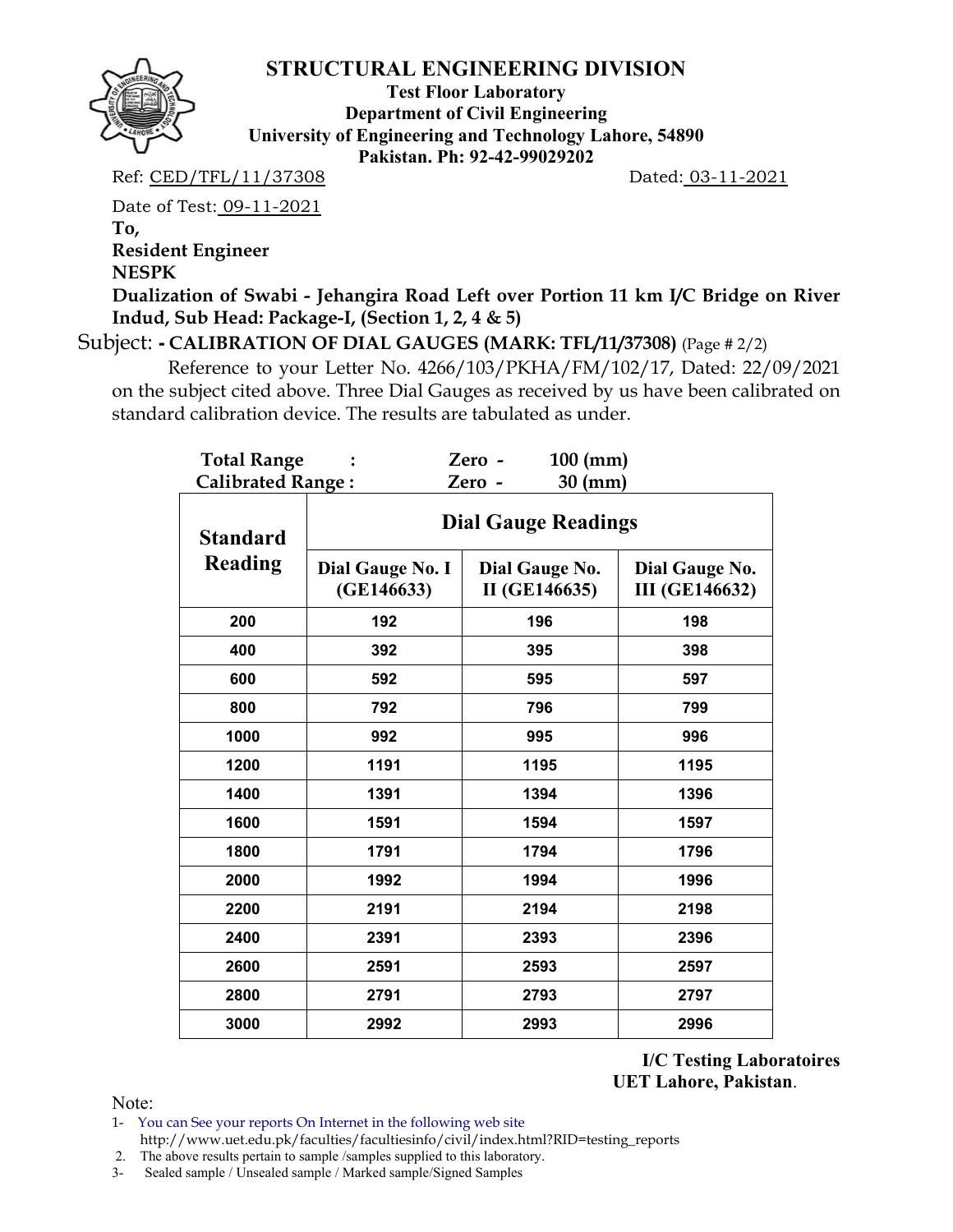# STRUCTURAL ENGINEERING DIVISION

**Test Floor Laboratory**
**Department of Civil Engineering**
**University of Engineering and Technology Lahore, 54890**
**Pakistan. Ph: 92-42-99029202**

Ref: CED/TFL/11/37308 Dated: 03-11-2021

Date of Test: 09-11-2021

**To,**
**Resident Engineer**
**NESPK**
**Dualization of Swabi - Jehangira Road Left over Portion 11 km I/C Bridge on River Indud, Sub Head: Package-I, (Section 1, 2, 4 & 5)**

Subject: **- CALIBRATION OF DIAL GAUGES (MARK: TFL/11/37308)** (Page # 2/2)

Reference to your Letter No. 4266/103/PKHA/FM/102/17, Dated: 22/09/2021 on the subject cited above. Three Dial Gauges as received by us have been calibrated on standard calibration device. The results are tabulated as under.

**Total Range : Zero - 100 (mm)**
**Calibrated Range : Zero - 30 (mm)**

| Standard Reading | Dial Gauge Readings | | |
|---|---|---|---|
| | Dial Gauge No. I (GE146633) | Dial Gauge No. II (GE146635) | Dial Gauge No. III (GE146632) |
| 200 | 192 | 196 | 198 |
| 400 | 392 | 395 | 398 |
| 600 | 592 | 595 | 597 |
| 800 | 792 | 796 | 799 |
| 1000 | 992 | 995 | 996 |
| 1200 | 1191 | 1195 | 1195 |
| 1400 | 1391 | 1394 | 1396 |
| 1600 | 1591 | 1594 | 1597 |
| 1800 | 1791 | 1794 | 1796 |
| 2000 | 1992 | 1994 | 1996 |
| 2200 | 2191 | 2194 | 2198 |
| 2400 | 2391 | 2393 | 2396 |
| 2600 | 2591 | 2593 | 2597 |
| 2800 | 2791 | 2793 | 2797 |
| 3000 | 2992 | 2993 | 2996 |

**I/C Testing Laboratoires**
**UET Lahore, Pakistan**.

Note:
1- You can See your reports On Internet in the following web site
http://www.uet.edu.pk/faculties/facultiesinfo/civil/index.html?RID=testing_reports
2. The above results pertain to sample /samples supplied to this laboratory.
3- Sealed sample / Unsealed sample / Marked sample/Signed Samples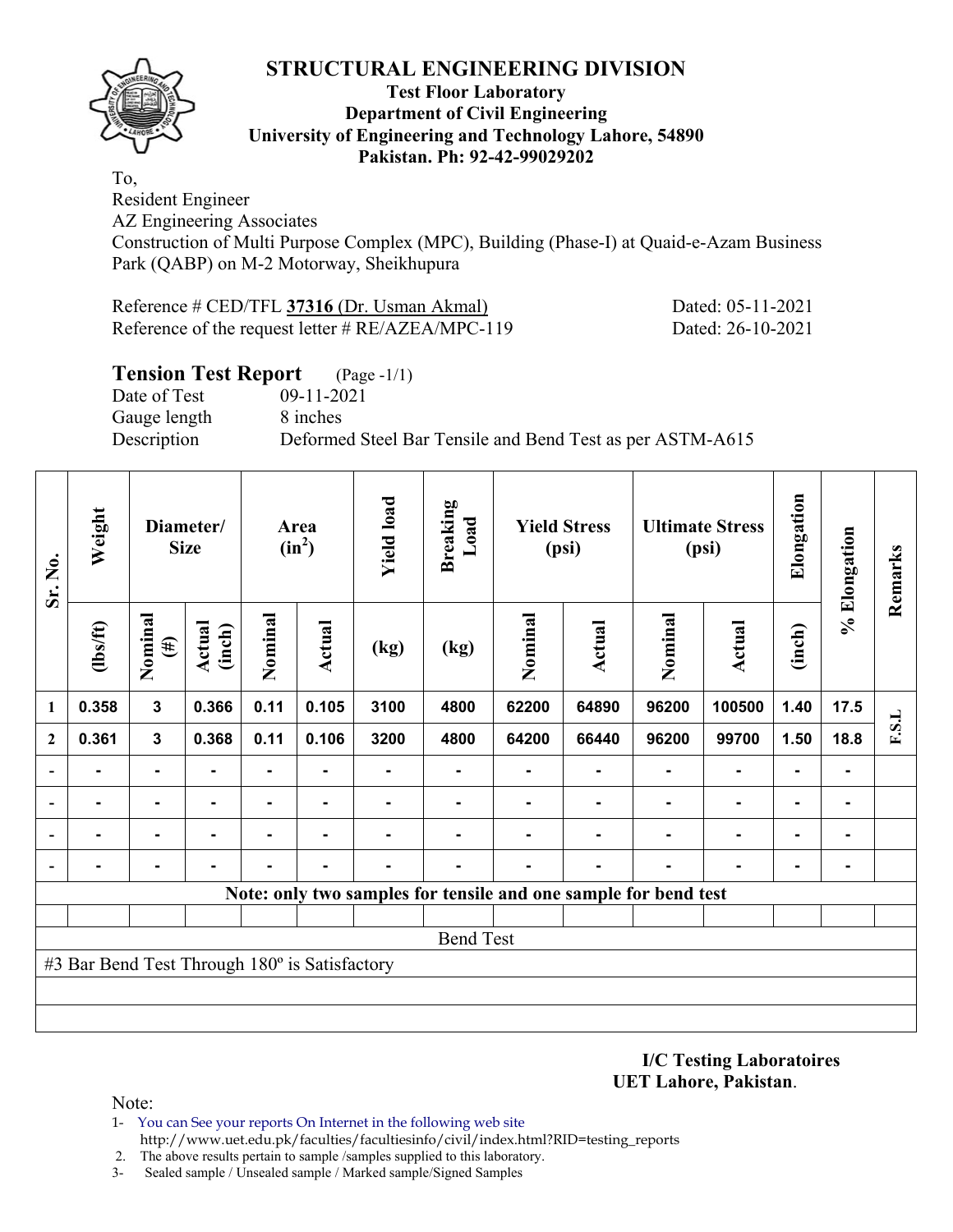# STRUCTURAL ENGINEERING DIVISION

**Test Floor Laboratory**
**Department of Civil Engineering**
**University of Engineering and Technology Lahore, 54890**
**Pakistan. Ph: 92-42-99029202**

To,
Resident Engineer
AZ Engineering Associates
Construction of Multi Purpose Complex (MPC), Building (Phase-I) at Quaid-e-Azam Business Park (QABP) on M-2 Motorway, Sheikhupura

Reference # CED/TFL **37316** (Dr. Usman Akmal) Dated: 05-11-2021
Reference of the request letter # RE/AZEA/MPC-119 Dated: 26-10-2021

## Tension Test Report (Page -1/1)

Date of Test 09-11-2021
Gauge length 8 inches
Description Deformed Steel Bar Tensile and Bend Test as per ASTM-A615

| Sr. No. | Weight | Diameter/ Size | | Area ($in^2$) | | Yield load | Breaking Load | Yield Stress (psi) | | Ultimate Stress (psi) | | Elongation | % Elongation | Remarks |
|---|---|---|---|---|---|---|---|---|---|---|---|---|---|---|
| | (lbs/ft) | Nominal (#) | Actual (inch) | Nominal | Actual | (kg) | (kg) | Nominal | Actual | Nominal | Actual | (inch) | | |
| 1 | 0.358 | 3 | 0.366 | 0.11 | 0.105 | 3100 | 4800 | 62200 | 64890 | 96200 | 100500 | 1.40 | 17.5 | F.S.L |
| 2 | 0.361 | 3 | 0.368 | 0.11 | 0.106 | 3200 | 4800 | 64200 | 66440 | 96200 | 99700 | 1.50 | 18.8 | |
| - | - | - | - | - | - | - | - | - | - | - | - | - | - | |
| - | - | - | - | - | - | - | - | - | - | - | - | - | - | |
| - | - | - | - | - | - | - | - | - | - | - | - | - | - | |
| - | - | - | - | - | - | - | - | - | - | - | - | - | - | |

**Note: only two samples for tensile and one sample for bend test**

Bend Test

#3 Bar Bend Test Through 180º is Satisfactory

**I/C Testing Laboratoires**
**UET Lahore, Pakistan**.

Note:
1- You can See your reports On Internet in the following web site http://www.uet.edu.pk/faculties/facultiesinfo/civil/index.html?RID=testing_reports
2. The above results pertain to sample /samples supplied to this laboratory.
3- Sealed sample / Unsealed sample / Marked sample/Signed Samples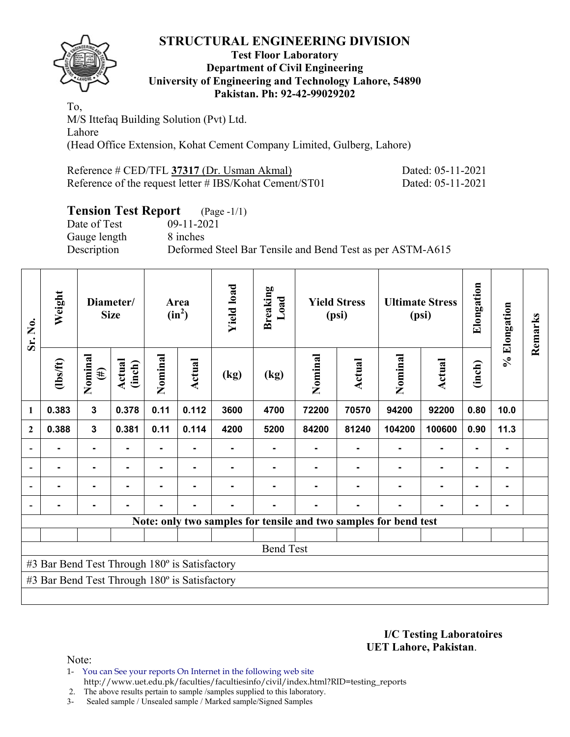# STRUCTURAL ENGINEERING DIVISION

**Test Floor Laboratory**
**Department of Civil Engineering**
**University of Engineering and Technology Lahore, 54890**
**Pakistan. Ph: 92-42-99029202**

To,
M/S Ittefaq Building Solution (Pvt) Ltd.
Lahore
(Head Office Extension, Kohat Cement Company Limited, Gulberg, Lahore)

Reference # CED/TFL **37317** (Dr. Usman Akmal) Dated: 05-11-2021
Reference of the request letter # IBS/Kohat Cement/ST01 Dated: 05-11-2021

## Tension Test Report (Page -1/1)

Date of Test 09-11-2021
Gauge length 8 inches
Description Deformed Steel Bar Tensile and Bend Test as per ASTM-A615

| Sr. No. | Weight | Diameter/ Size | | Area ($in^2$) | | Yield load | Breaking Load | Yield Stress (psi) | | Ultimate Stress (psi) | | Elongation | % Elongation | Remarks |
|---|---|---|---|---|---|---|---|---|---|---|---|---|---|---|
| | (lbs/ft) | Nominal (#) | Actual (inch) | Nominal | Actual | (kg) | (kg) | Nominal | Actual | Nominal | Actual | (inch) | | |
| 1 | 0.383 | 3 | 0.378 | 0.11 | 0.112 | 3600 | 4700 | 72200 | 70570 | 94200 | 92200 | 0.80 | 10.0 | |
| 2 | 0.388 | 3 | 0.381 | 0.11 | 0.114 | 4200 | 5200 | 84200 | 81240 | 104200 | 100600 | 0.90 | 11.3 | |
| - | - | - | - | - | - | - | - | - | - | - | - | - | - | |
| - | - | - | - | - | - | - | - | - | - | - | - | - | - | |
| - | - | - | - | - | - | - | - | - | - | - | - | - | - | |
| - | - | - | - | - | - | - | - | - | - | - | - | - | - | |

**Note: only two samples for tensile and two samples for bend test**

Bend Test

#3 Bar Bend Test Through 180º is Satisfactory
#3 Bar Bend Test Through 180º is Satisfactory

**I/C Testing Laboratoires**
**UET Lahore, Pakistan**.

Note:
1- You can See your reports On Internet in the following web site
http://www.uet.edu.pk/faculties/facultiesinfo/civil/index.html?RID=testing_reports
2. The above results pertain to sample /samples supplied to this laboratory.
3- Sealed sample / Unsealed sample / Marked sample/Signed Samples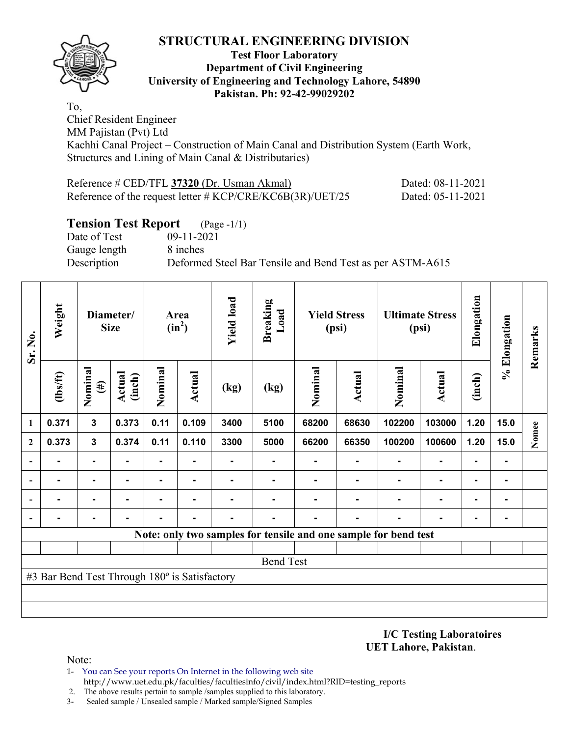# STRUCTURAL ENGINEERING DIVISION

**Test Floor Laboratory**
**Department of Civil Engineering**
**University of Engineering and Technology Lahore, 54890**
**Pakistan. Ph: 92-42-99029202**

To,
Chief Resident Engineer
MM Pajistan (Pvt) Ltd
Kachhi Canal Project – Construction of Main Canal and Distribution System (Earth Work, Structures and Lining of Main Canal & Distributaries)

Reference # CED/TFL **37320** (Dr. Usman Akmal) Dated: 08-11-2021
Reference of the request letter # KCP/CRE/KC6B(3R)/UET/25 Dated: 05-11-2021

## Tension Test Report (Page -1/1)

Date of Test 09-11-2021
Gauge length 8 inches
Description Deformed Steel Bar Tensile and Bend Test as per ASTM-A615

| Sr. No. | Weight | Diameter/ Size | | Area ($in^2$) | | Yield load | Breaking Load | Yield Stress (psi) | | Ultimate Stress (psi) | | Elongation | % Elongation | Remarks |
|---|---|---|---|---|---|---|---|---|---|---|---|---|---|---|
| | (lbs/ft) | Nominal (#) | Actual (inch) | Nominal | Actual | (kg) | (kg) | Nominal | Actual | Nominal | Actual | (inch) | | |
| 1 | 0.371 | 3 | 0.373 | 0.11 | 0.109 | 3400 | 5100 | 68200 | 68630 | 102200 | 103000 | 1.20 | 15.0 | Nomee |
| 2 | 0.373 | 3 | 0.374 | 0.11 | 0.110 | 3300 | 5000 | 66200 | 66350 | 100200 | 100600 | 1.20 | 15.0 | |
| - | - | - | - | - | - | - | - | - | - | - | - | - | - | |
| - | - | - | - | - | - | - | - | - | - | - | - | - | - | |
| - | - | - | - | - | - | - | - | - | - | - | - | - | - | |
| - | - | - | - | - | - | - | - | - | - | - | - | - | - | |

**Note: only two samples for tensile and one sample for bend test**

Bend Test

#3 Bar Bend Test Through 180º is Satisfactory

**I/C Testing Laboratoires**
**UET Lahore, Pakistan**.

Note:
1- You can See your reports On Internet in the following web site http://www.uet.edu.pk/faculties/facultiesinfo/civil/index.html?RID=testing_reports
2. The above results pertain to sample /samples supplied to this laboratory.
3- Sealed sample / Unsealed sample / Marked sample/Signed Samples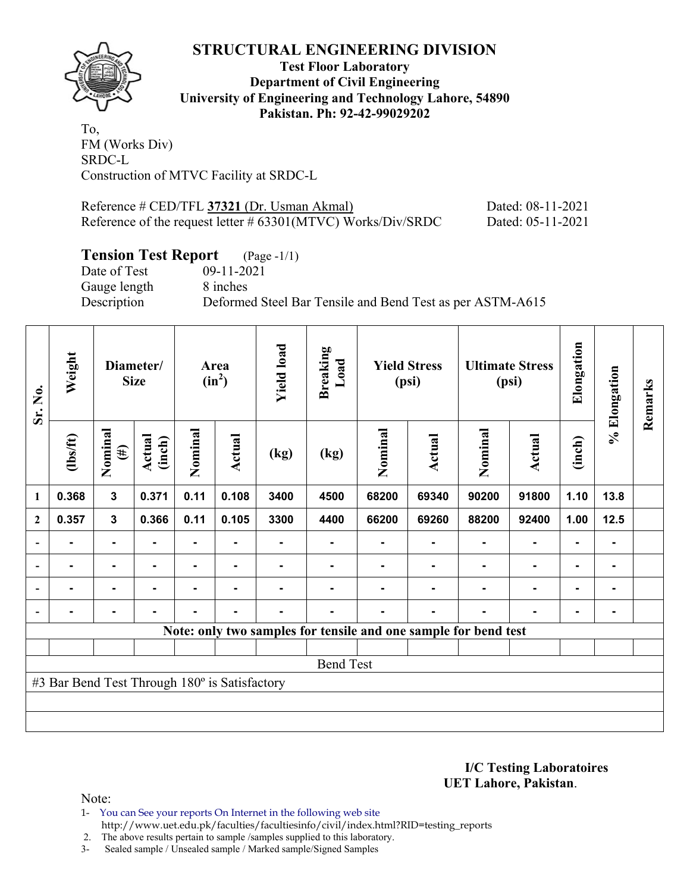# STRUCTURAL ENGINEERING DIVISION

**Test Floor Laboratory**
**Department of Civil Engineering**
**University of Engineering and Technology Lahore, 54890**
**Pakistan. Ph: 92-42-99029202**

To,
FM (Works Div)
SRDC-L
Construction of MTVC Facility at SRDC-L

Reference # CED/TFL **37321** (Dr. Usman Akmal) Dated: 08-11-2021
Reference of the request letter # 63301(MTVC) Works/Div/SRDC Dated: 05-11-2021

## Tension Test Report (Page -1/1)

Date of Test 09-11-2021
Gauge length 8 inches
Description Deformed Steel Bar Tensile and Bend Test as per ASTM-A615

| Sr. No. | Weight | Diameter/ Size | | Area ($in^2$) | | Yield load | Breaking Load | Yield Stress (psi) | | Ultimate Stress (psi) | | Elongation | % Elongation | Remarks |
|---|---|---|---|---|---|---|---|---|---|---|---|---|---|---|
| | (lbs/ft) | Nominal (#) | Actual (inch) | Nominal | Actual | (kg) | (kg) | Nominal | Actual | Nominal | Actual | (inch) | | |
| 1 | 0.368 | 3 | 0.371 | 0.11 | 0.108 | 3400 | 4500 | 68200 | 69340 | 90200 | 91800 | 1.10 | 13.8 | |
| 2 | 0.357 | 3 | 0.366 | 0.11 | 0.105 | 3300 | 4400 | 66200 | 69260 | 88200 | 92400 | 1.00 | 12.5 | |
| - | - | - | - | - | - | - | - | - | - | - | - | - | - | |
| - | - | - | - | - | - | - | - | - | - | - | - | - | - | |
| - | - | - | - | - | - | - | - | - | - | - | - | - | - | |
| - | - | - | - | - | - | - | - | - | - | - | - | - | - | |

**Note: only two samples for tensile and one sample for bend test**

Bend Test

#3 Bar Bend Test Through 180º is Satisfactory

**I/C Testing Laboratoires**
**UET Lahore, Pakistan**.

Note:
1- You can See your reports On Internet in the following web site
http://www.uet.edu.pk/faculties/facultiesinfo/civil/index.html?RID=testing_reports
2. The above results pertain to sample /samples supplied to this laboratory.
3- Sealed sample / Unsealed sample / Marked sample/Signed Samples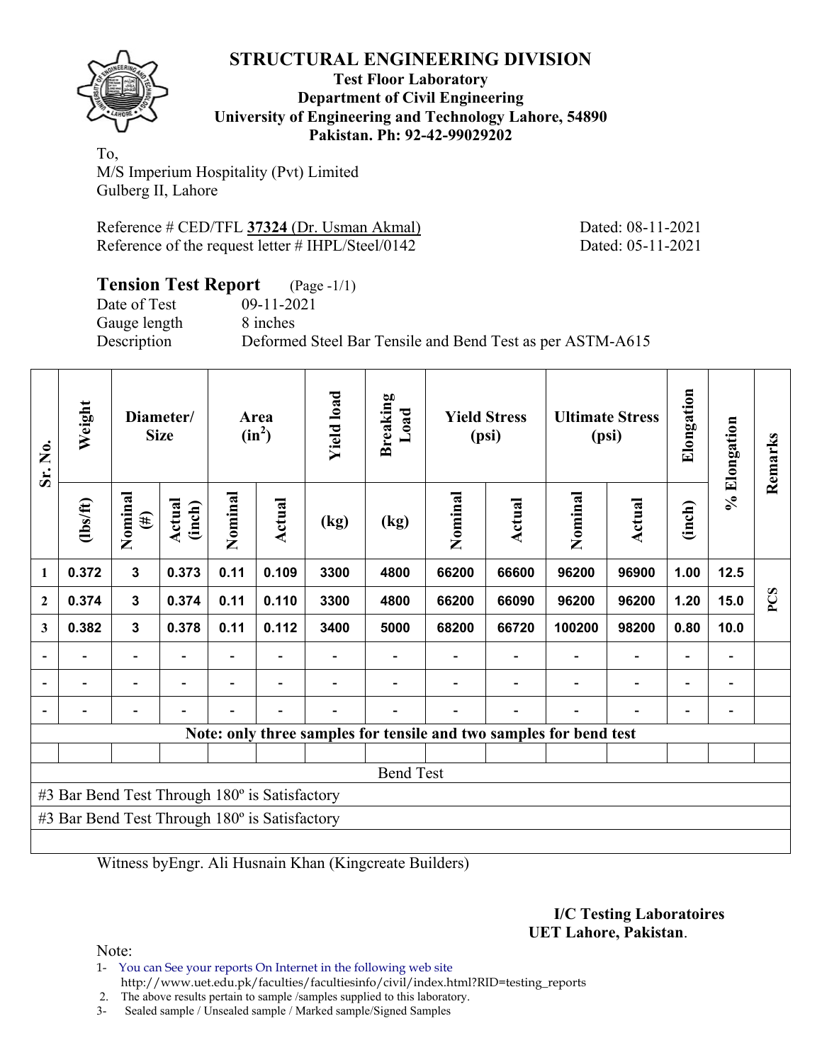# STRUCTURAL ENGINEERING DIVISION

**Test Floor Laboratory**
**Department of Civil Engineering**
**University of Engineering and Technology Lahore, 54890**
**Pakistan. Ph: 92-42-99029202**

To,
M/S Imperium Hospitality (Pvt) Limited
Gulberg II, Lahore

Reference # CED/TFL **37324** (Dr. Usman Akmal) Dated: 08-11-2021
Reference of the request letter # IHPL/Steel/0142 Dated: 05-11-2021

## Tension Test Report (Page -1/1)

Date of Test 09-11-2021
Gauge length 8 inches
Description Deformed Steel Bar Tensile and Bend Test as per ASTM-A615

| Sr. No. | Weight | Diameter/ Size | | Area ($in^2$) | | Yield load | Breaking Load | Yield Stress (psi) | | Ultimate Stress (psi) | | Elongation | % Elongation | Remarks |
|---|---|---|---|---|---|---|---|---|---|---|---|---|---|---|
| | (lbs/ft) | Nominal (#) | Actual (inch) | Nominal | Actual | (kg) | (kg) | Nominal | Actual | Nominal | Actual | (inch) | | |
| 1 | 0.372 | 3 | 0.373 | 0.11 | 0.109 | 3300 | 4800 | 66200 | 66600 | 96200 | 96900 | 1.00 | 12.5 | PCS |
| 2 | 0.374 | 3 | 0.374 | 0.11 | 0.110 | 3300 | 4800 | 66200 | 66090 | 96200 | 96200 | 1.20 | 15.0 | |
| 3 | 0.382 | 3 | 0.378 | 0.11 | 0.112 | 3400 | 5000 | 68200 | 66720 | 100200 | 98200 | 0.80 | 10.0 | |
| - | - | - | - | - | - | - | - | - | - | - | - | - | - | |
| - | - | - | - | - | - | - | - | - | - | - | - | - | - | |
| - | - | - | - | - | - | - | - | - | - | - | - | - | - | |

**Note: only three samples for tensile and two samples for bend test**

Bend Test

#3 Bar Bend Test Through 180º is Satisfactory
#3 Bar Bend Test Through 180º is Satisfactory

Witness byEngr. Ali Husnain Khan (Kingcreate Builders)

**I/C Testing Laboratoires**
**UET Lahore, Pakistan**.

Note:
1- You can See your reports On Internet in the following web site
http://www.uet.edu.pk/faculties/facultiesinfo/civil/index.html?RID=testing_reports
2. The above results pertain to sample /samples supplied to this laboratory.
3- Sealed sample / Unsealed sample / Marked sample/Signed Samples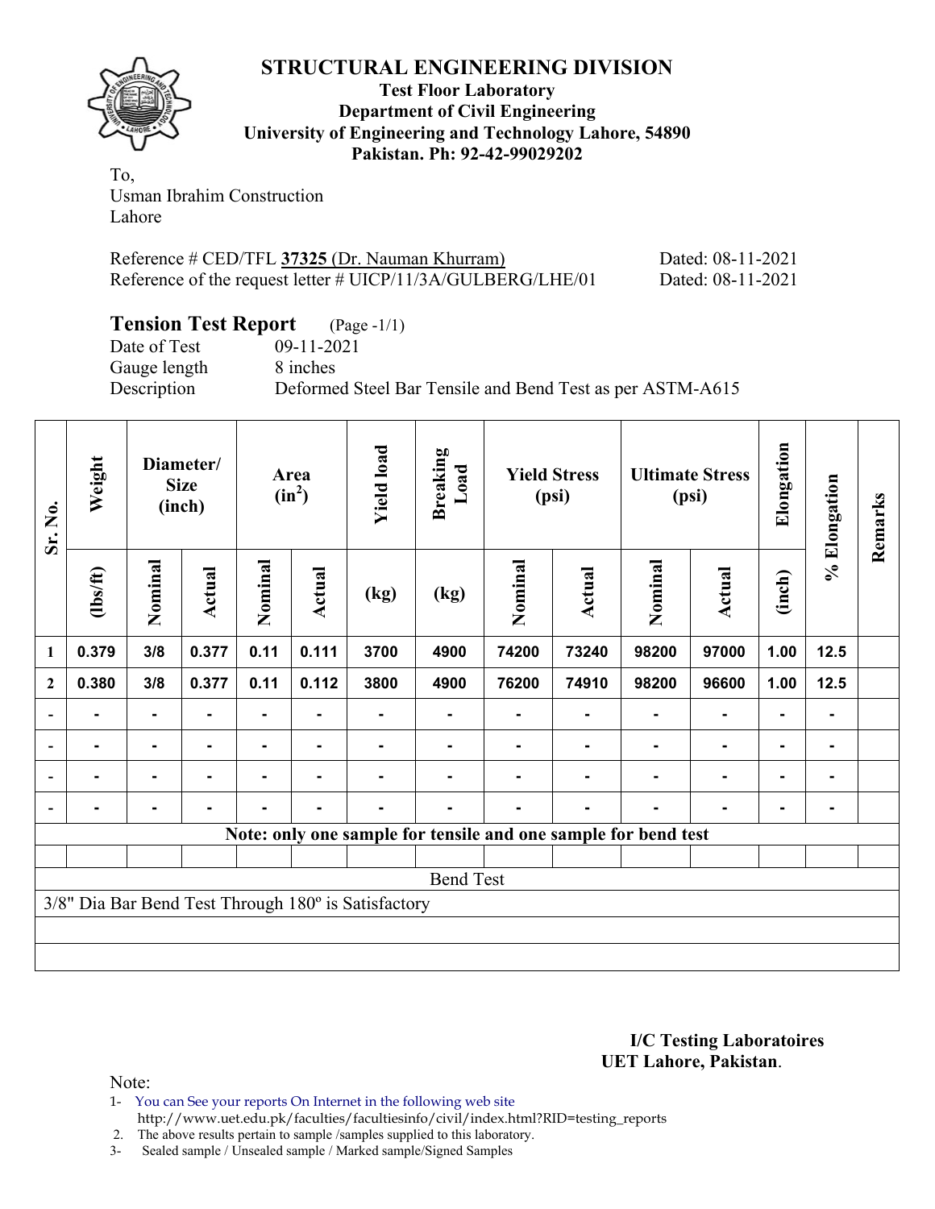# STRUCTURAL ENGINEERING DIVISION

**Test Floor Laboratory**
**Department of Civil Engineering**
**University of Engineering and Technology Lahore, 54890**
**Pakistan. Ph: 92-42-99029202**

To,
Usman Ibrahim Construction
Lahore

Reference # CED/TFL **37325** (Dr. Nauman Khurram) Dated: 08-11-2021
Reference of the request letter # UICP/11/3A/GULBERG/LHE/01 Dated: 08-11-2021

## Tension Test Report (Page -1/1)

Date of Test 09-11-2021
Gauge length 8 inches
Description Deformed Steel Bar Tensile and Bend Test as per ASTM-A615

| Sr. No. | Weight | Diameter/ Size (inch) | | Area ($in^2$) | | Yield load | Breaking Load | Yield Stress (psi) | | Ultimate Stress (psi) | | Elongation | % Elongation | Remarks |
|---|---|---|---|---|---|---|---|---|---|---|---|---|---|---|
| | (lbs/ft) | Nominal | Actual | Nominal | Actual | (kg) | (kg) | Nominal | Actual | Nominal | Actual | (inch) | | |
| 1 | 0.379 | 3/8 | 0.377 | 0.11 | 0.111 | 3700 | 4900 | 74200 | 73240 | 98200 | 97000 | 1.00 | 12.5 | |
| 2 | 0.380 | 3/8 | 0.377 | 0.11 | 0.112 | 3800 | 4900 | 76200 | 74910 | 98200 | 96600 | 1.00 | 12.5 | |
| - | - | - | - | - | - | - | - | - | - | - | - | - | - | |
| - | - | - | - | - | - | - | - | - | - | - | - | - | - | |
| - | - | - | - | - | - | - | - | - | - | - | - | - | - | |
| - | - | - | - | - | - | - | - | - | - | - | - | - | - | |
| Note: only one sample for tensile and one sample for bend test | | | | | | | | | | | | | | |
| | | | | | | | | | | | | | | |
| Bend Test | | | | | | | | | | | | | | |
| 3/8" Dia Bar Bend Test Through 180º is Satisfactory | | | | | | | | | | | | | | |

**I/C Testing Laboratoires**
**UET Lahore, Pakistan**.

Note:
1- You can See your reports On Internet in the following web site
http://www.uet.edu.pk/faculties/facultiesinfo/civil/index.html?RID=testing_reports
2. The above results pertain to sample /samples supplied to this laboratory.
3- Sealed sample / Unsealed sample / Marked sample/Signed Samples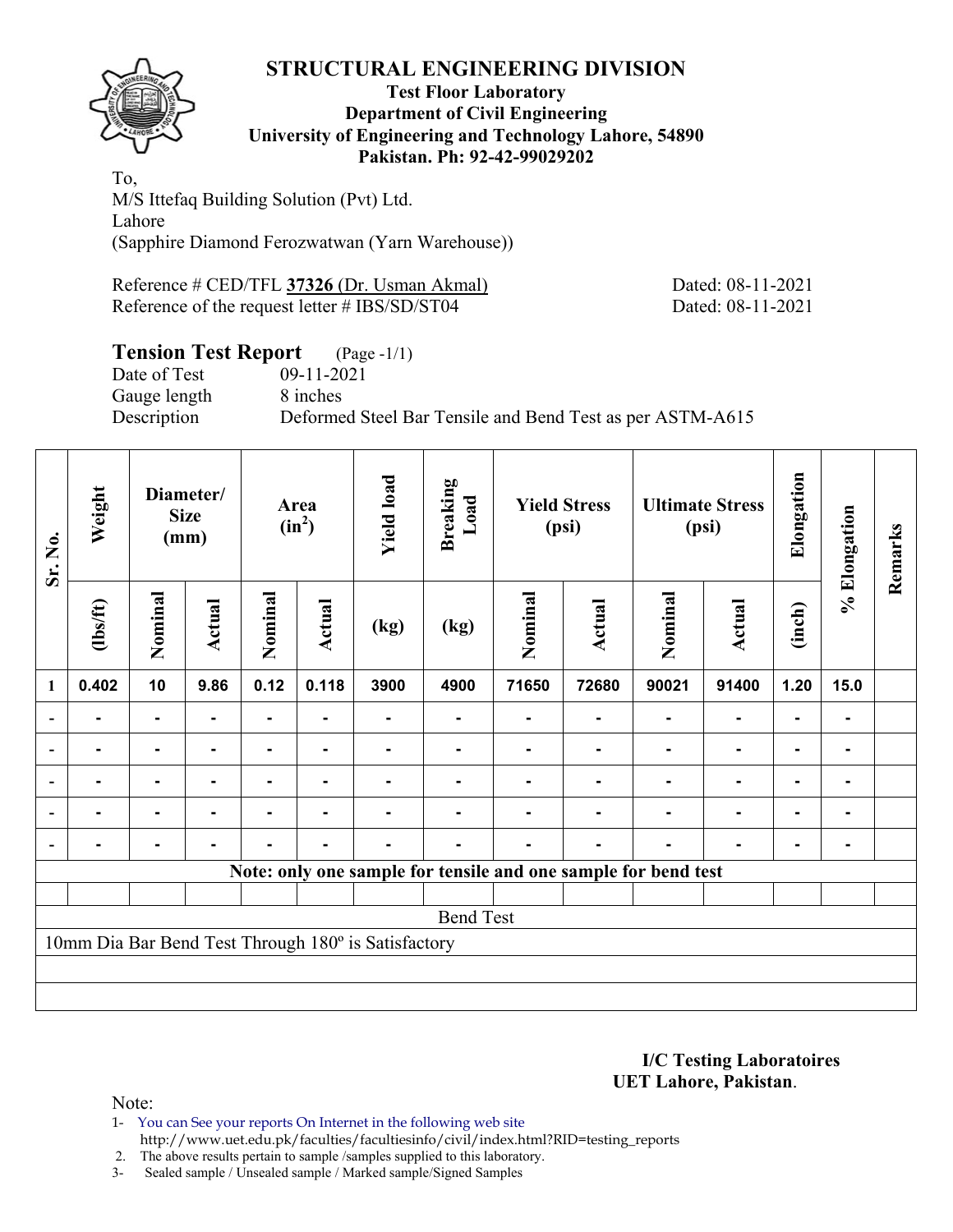# STRUCTURAL ENGINEERING DIVISION

**Test Floor Laboratory**
**Department of Civil Engineering**
**University of Engineering and Technology Lahore, 54890**
**Pakistan. Ph: 92-42-99029202**

To,
M/S Ittefaq Building Solution (Pvt) Ltd.
Lahore
(Sapphire Diamond Ferozwatwan (Yarn Warehouse))

Reference # CED/TFL **37326** (Dr. Usman Akmal) Dated: 08-11-2021
Reference of the request letter # IBS/SD/ST04 Dated: 08-11-2021

## Tension Test Report (Page -1/1)

Date of Test 09-11-2021
Gauge length 8 inches
Description Deformed Steel Bar Tensile and Bend Test as per ASTM-A615

| Sr. No. | Weight | Diameter/ Size (mm) | | Area ($in^2$) | | Yield load | Breaking Load | Yield Stress (psi) | | Ultimate Stress (psi) | | Elongation | % Elongation | Remarks |
|---|---|---|---|---|---|---|---|---|---|---|---|---|---|---|
| | (lbs/ft) | Nominal | Actual | Nominal | Actual | (kg) | (kg) | Nominal | Actual | Nominal | Actual | (inch) | | |
| 1 | 0.402 | 10 | 9.86 | 0.12 | 0.118 | 3900 | 4900 | 71650 | 72680 | 90021 | 91400 | 1.20 | 15.0 | |
| - | - | - | - | - | - | - | - | - | - | - | - | - | - | |
| - | - | - | - | - | - | - | - | - | - | - | - | - | - | |
| - | - | - | - | - | - | - | - | - | - | - | - | - | - | |
| - | - | - | - | - | - | - | - | - | - | - | - | - | - | |
| - | - | - | - | - | - | - | - | - | - | - | - | - | - | |
| **Note: only one sample for tensile and one sample for bend test** | | | | | | | | | | | | | | |
| | | | | | | | | | | | | | | |
| Bend Test | | | | | | | | | | | | | | |
| 10mm Dia Bar Bend Test Through 180º is Satisfactory | | | | | | | | | | | | | | |

**I/C Testing Laboratoires**
**UET Lahore, Pakistan**.

Note:
1- You can See your reports On Internet in the following web site
http://www.uet.edu.pk/faculties/facultiesinfo/civil/index.html?RID=testing_reports
2. The above results pertain to sample /samples supplied to this laboratory.
3- Sealed sample / Unsealed sample / Marked sample/Signed Samples